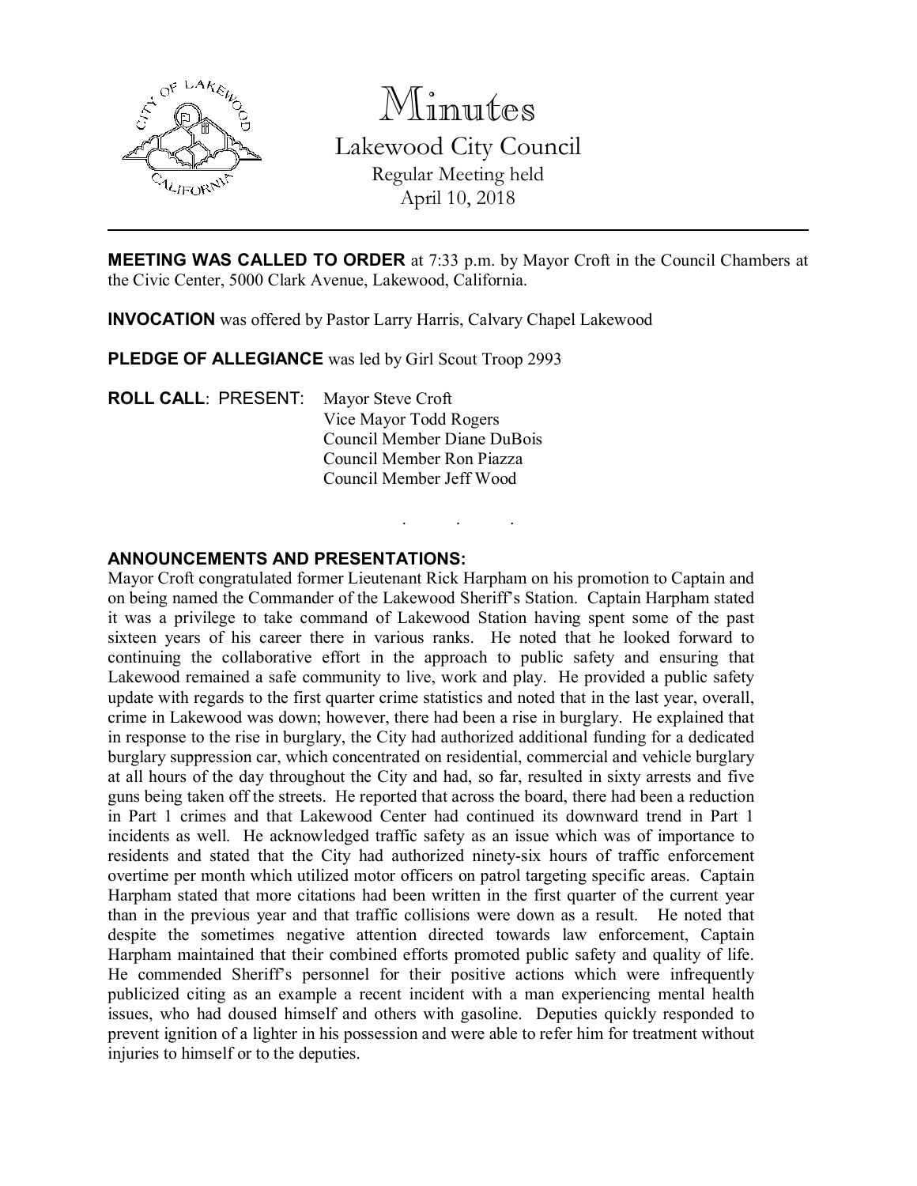# Minutes

## Lakewood City Council

Regular Meeting held
April 10, 2018

---

**MEETING WAS CALLED TO ORDER** at 7:33 p.m. by Mayor Croft in the Council Chambers at the Civic Center, 5000 Clark Avenue, Lakewood, California.

**INVOCATION** was offered by Pastor Larry Harris, Calvary Chapel Lakewood

**PLEDGE OF ALLEGIANCE** was led by Girl Scout Troop 2993

**ROLL CALL**: PRESENT: Mayor Steve Croft
Vice Mayor Todd Rogers
Council Member Diane DuBois
Council Member Ron Piazza
Council Member Jeff Wood

. . .

**ANNOUNCEMENTS AND PRESENTATIONS:**

Mayor Croft congratulated former Lieutenant Rick Harpham on his promotion to Captain and on being named the Commander of the Lakewood Sheriff's Station. Captain Harpham stated it was a privilege to take command of Lakewood Station having spent some of the past sixteen years of his career there in various ranks. He noted that he looked forward to continuing the collaborative effort in the approach to public safety and ensuring that Lakewood remained a safe community to live, work and play. He provided a public safety update with regards to the first quarter crime statistics and noted that in the last year, overall, crime in Lakewood was down; however, there had been a rise in burglary. He explained that in response to the rise in burglary, the City had authorized additional funding for a dedicated burglary suppression car, which concentrated on residential, commercial and vehicle burglary at all hours of the day throughout the City and had, so far, resulted in sixty arrests and five guns being taken off the streets. He reported that across the board, there had been a reduction in Part 1 crimes and that Lakewood Center had continued its downward trend in Part 1 incidents as well. He acknowledged traffic safety as an issue which was of importance to residents and stated that the City had authorized ninety-six hours of traffic enforcement overtime per month which utilized motor officers on patrol targeting specific areas. Captain Harpham stated that more citations had been written in the first quarter of the current year than in the previous year and that traffic collisions were down as a result. He noted that despite the sometimes negative attention directed towards law enforcement, Captain Harpham maintained that their combined efforts promoted public safety and quality of life. He commended Sheriff's personnel for their positive actions which were infrequently publicized citing as an example a recent incident with a man experiencing mental health issues, who had doused himself and others with gasoline. Deputies quickly responded to prevent ignition of a lighter in his possession and were able to refer him for treatment without injuries to himself or to the deputies.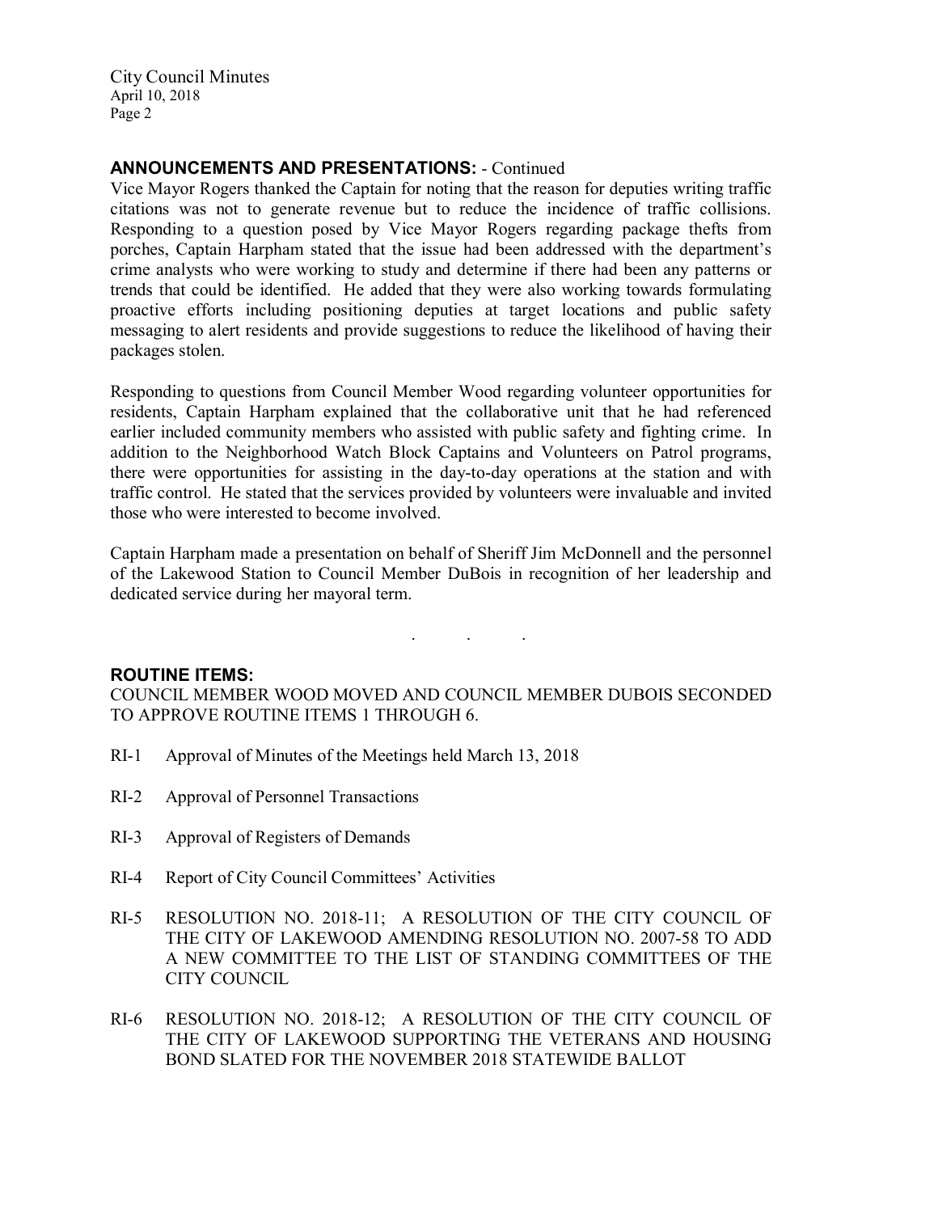## ANNOUNCEMENTS AND PRESENTATIONS: - Continued

Vice Mayor Rogers thanked the Captain for noting that the reason for deputies writing traffic citations was not to generate revenue but to reduce the incidence of traffic collisions. Responding to a question posed by Vice Mayor Rogers regarding package thefts from porches, Captain Harpham stated that the issue had been addressed with the department's crime analysts who were working to study and determine if there had been any patterns or trends that could be identified. He added that they were also working towards formulating proactive efforts including positioning deputies at target locations and public safety messaging to alert residents and provide suggestions to reduce the likelihood of having their packages stolen.

Responding to questions from Council Member Wood regarding volunteer opportunities for residents, Captain Harpham explained that the collaborative unit that he had referenced earlier included community members who assisted with public safety and fighting crime. In addition to the Neighborhood Watch Block Captains and Volunteers on Patrol programs, there were opportunities for assisting in the day-to-day operations at the station and with traffic control. He stated that the services provided by volunteers were invaluable and invited those who were interested to become involved.

Captain Harpham made a presentation on behalf of Sheriff Jim McDonnell and the personnel of the Lakewood Station to Council Member DuBois in recognition of her leadership and dedicated service during her mayoral term.

. . .

## ROUTINE ITEMS:

COUNCIL MEMBER WOOD MOVED AND COUNCIL MEMBER DUBOIS SECONDED TO APPROVE ROUTINE ITEMS 1 THROUGH 6.

RI-1 Approval of Minutes of the Meetings held March 13, 2018

RI-2 Approval of Personnel Transactions

RI-3 Approval of Registers of Demands

RI-4 Report of City Council Committees' Activities

RI-5 RESOLUTION NO. 2018-11; A RESOLUTION OF THE CITY COUNCIL OF THE CITY OF LAKEWOOD AMENDING RESOLUTION NO. 2007-58 TO ADD A NEW COMMITTEE TO THE LIST OF STANDING COMMITTEES OF THE CITY COUNCIL

RI-6 RESOLUTION NO. 2018-12; A RESOLUTION OF THE CITY COUNCIL OF THE CITY OF LAKEWOOD SUPPORTING THE VETERANS AND HOUSING BOND SLATED FOR THE NOVEMBER 2018 STATEWIDE BALLOT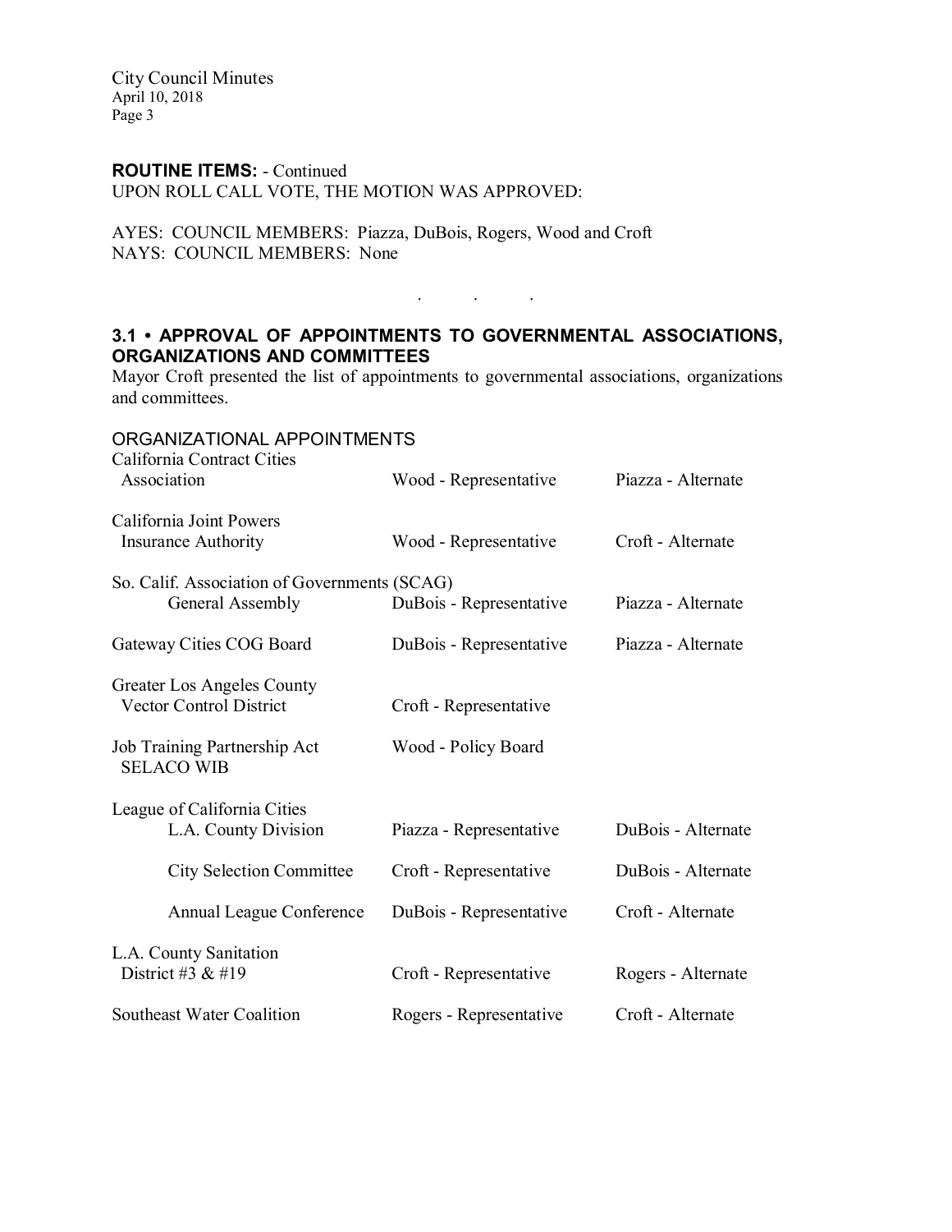**ROUTINE ITEMS:** - Continued

UPON ROLL CALL VOTE, THE MOTION WAS APPROVED:

AYES: COUNCIL MEMBERS: Piazza, DuBois, Rogers, Wood and Croft
NAYS: COUNCIL MEMBERS: None

. . .

## 3.1 • APPROVAL OF APPOINTMENTS TO GOVERNMENTAL ASSOCIATIONS, ORGANIZATIONS AND COMMITTEES

Mayor Croft presented the list of appointments to governmental associations, organizations and committees.

ORGANIZATIONAL APPOINTMENTS

| Organization | Representative | Alternate |
|---|---|---|
| California Contract Cities Association | Wood - Representative | Piazza - Alternate |
| California Joint Powers Insurance Authority | Wood - Representative | Croft - Alternate |
| So. Calif. Association of Governments (SCAG) General Assembly | DuBois - Representative | Piazza - Alternate |
| Gateway Cities COG Board | DuBois - Representative | Piazza - Alternate |
| Greater Los Angeles County Vector Control District | Croft - Representative | |
| Job Training Partnership Act SELACO WIB | Wood - Policy Board | |
| League of California Cities L.A. County Division | Piazza - Representative | DuBois - Alternate |
| City Selection Committee | Croft - Representative | DuBois - Alternate |
| Annual League Conference | DuBois - Representative | Croft - Alternate |
| L.A. County Sanitation District #3 & #19 | Croft - Representative | Rogers - Alternate |
| Southeast Water Coalition | Rogers - Representative | Croft - Alternate |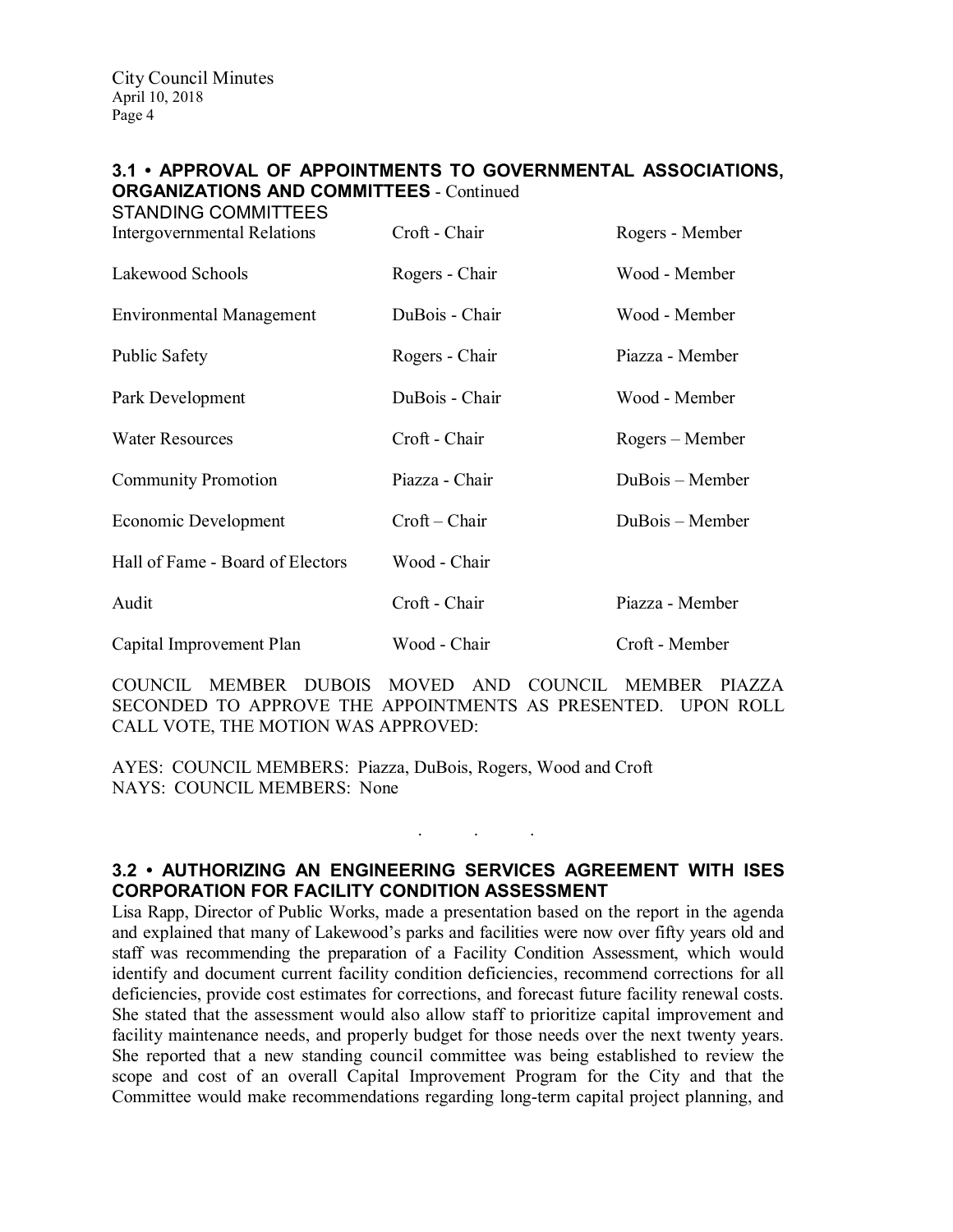### 3.1 • APPROVAL OF APPOINTMENTS TO GOVERNMENTAL ASSOCIATIONS, ORGANIZATIONS AND COMMITTEES - Continued

STANDING COMMITTEES

| | | |
|---|---|---|
| Intergovernmental Relations | Croft - Chair | Rogers - Member |
| Lakewood Schools | Rogers - Chair | Wood - Member |
| Environmental Management | DuBois - Chair | Wood - Member |
| Public Safety | Rogers - Chair | Piazza - Member |
| Park Development | DuBois - Chair | Wood - Member |
| Water Resources | Croft - Chair | Rogers – Member |
| Community Promotion | Piazza - Chair | DuBois – Member |
| Economic Development | Croft – Chair | DuBois – Member |
| Hall of Fame - Board of Electors | Wood - Chair | |
| Audit | Croft - Chair | Piazza - Member |
| Capital Improvement Plan | Wood - Chair | Croft - Member |

COUNCIL MEMBER DUBOIS MOVED AND COUNCIL MEMBER PIAZZA SECONDED TO APPROVE THE APPOINTMENTS AS PRESENTED. UPON ROLL CALL VOTE, THE MOTION WAS APPROVED:

AYES: COUNCIL MEMBERS: Piazza, DuBois, Rogers, Wood and Croft
NAYS: COUNCIL MEMBERS: None

. . .

### 3.2 • AUTHORIZING AN ENGINEERING SERVICES AGREEMENT WITH ISES CORPORATION FOR FACILITY CONDITION ASSESSMENT

Lisa Rapp, Director of Public Works, made a presentation based on the report in the agenda and explained that many of Lakewood's parks and facilities were now over fifty years old and staff was recommending the preparation of a Facility Condition Assessment, which would identify and document current facility condition deficiencies, recommend corrections for all deficiencies, provide cost estimates for corrections, and forecast future facility renewal costs. She stated that the assessment would also allow staff to prioritize capital improvement and facility maintenance needs, and properly budget for those needs over the next twenty years. She reported that a new standing council committee was being established to review the scope and cost of an overall Capital Improvement Program for the City and that the Committee would make recommendations regarding long-term capital project planning, and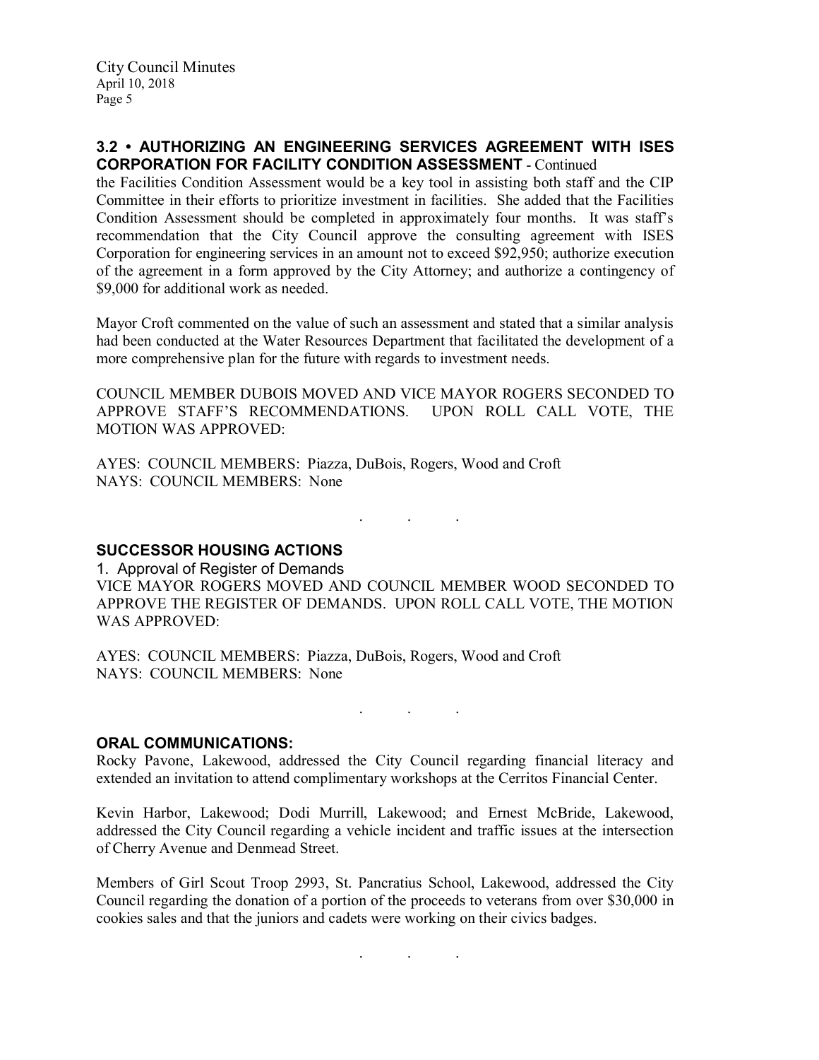### 3.2 • AUTHORIZING AN ENGINEERING SERVICES AGREEMENT WITH ISES CORPORATION FOR FACILITY CONDITION ASSESSMENT - Continued

the Facilities Condition Assessment would be a key tool in assisting both staff and the CIP Committee in their efforts to prioritize investment in facilities. She added that the Facilities Condition Assessment should be completed in approximately four months. It was staff's recommendation that the City Council approve the consulting agreement with ISES Corporation for engineering services in an amount not to exceed $92,950; authorize execution of the agreement in a form approved by the City Attorney; and authorize a contingency of $9,000 for additional work as needed.

Mayor Croft commented on the value of such an assessment and stated that a similar analysis had been conducted at the Water Resources Department that facilitated the development of a more comprehensive plan for the future with regards to investment needs.

COUNCIL MEMBER DUBOIS MOVED AND VICE MAYOR ROGERS SECONDED TO APPROVE STAFF'S RECOMMENDATIONS. UPON ROLL CALL VOTE, THE MOTION WAS APPROVED:

AYES: COUNCIL MEMBERS: Piazza, DuBois, Rogers, Wood and Croft
NAYS: COUNCIL MEMBERS: None

. . .

### SUCCESSOR HOUSING ACTIONS

1. Approval of Register of Demands

VICE MAYOR ROGERS MOVED AND COUNCIL MEMBER WOOD SECONDED TO APPROVE THE REGISTER OF DEMANDS. UPON ROLL CALL VOTE, THE MOTION WAS APPROVED:

AYES: COUNCIL MEMBERS: Piazza, DuBois, Rogers, Wood and Croft
NAYS: COUNCIL MEMBERS: None

. . .

### ORAL COMMUNICATIONS:

Rocky Pavone, Lakewood, addressed the City Council regarding financial literacy and extended an invitation to attend complimentary workshops at the Cerritos Financial Center.

Kevin Harbor, Lakewood; Dodi Murrill, Lakewood; and Ernest McBride, Lakewood, addressed the City Council regarding a vehicle incident and traffic issues at the intersection of Cherry Avenue and Denmead Street.

Members of Girl Scout Troop 2993, St. Pancratius School, Lakewood, addressed the City Council regarding the donation of a portion of the proceeds to veterans from over $30,000 in cookies sales and that the juniors and cadets were working on their civics badges.

. . .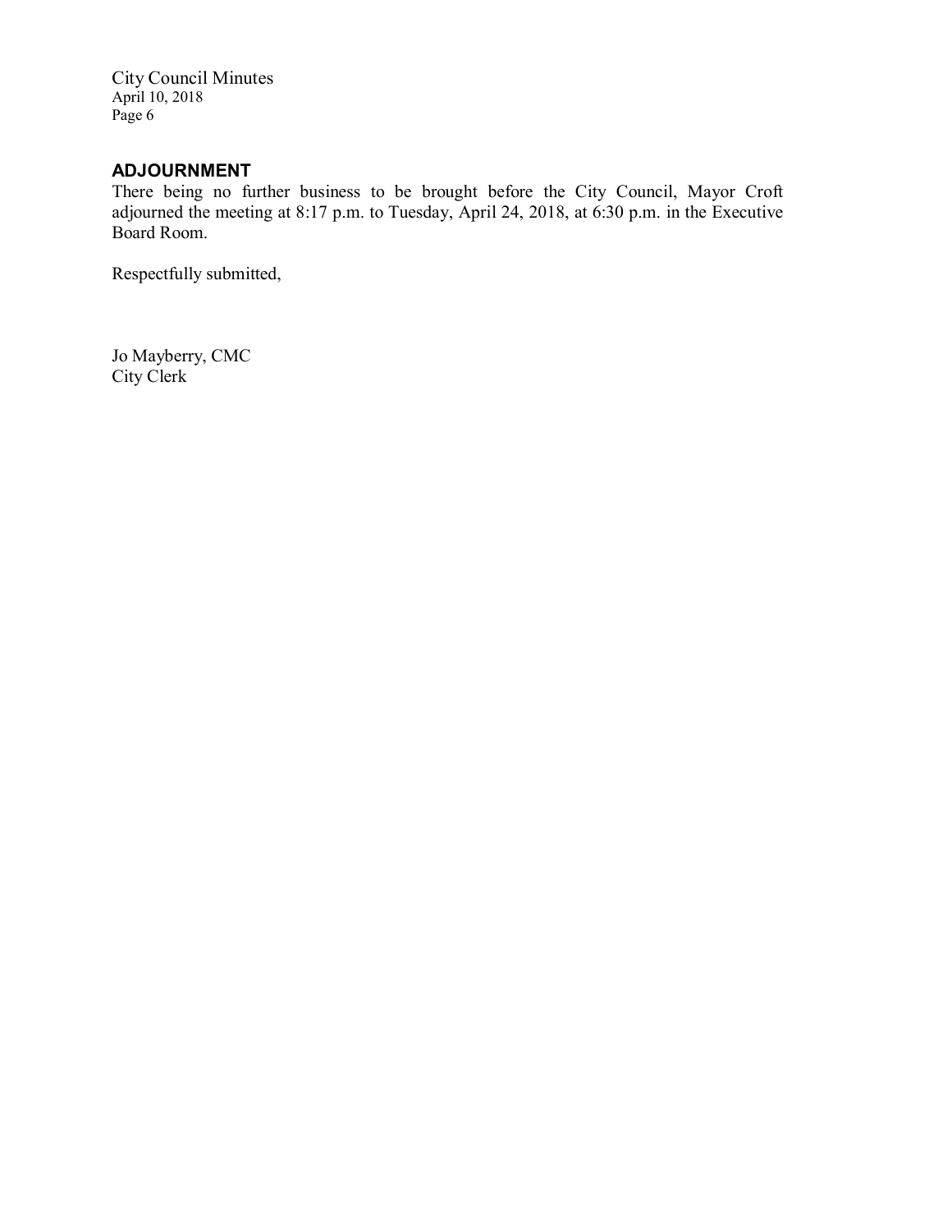## ADJOURNMENT

There being no further business to be brought before the City Council, Mayor Croft adjourned the meeting at 8:17 p.m. to Tuesday, April 24, 2018, at 6:30 p.m. in the Executive Board Room.

Respectfully submitted,

Jo Mayberry, CMC
City Clerk